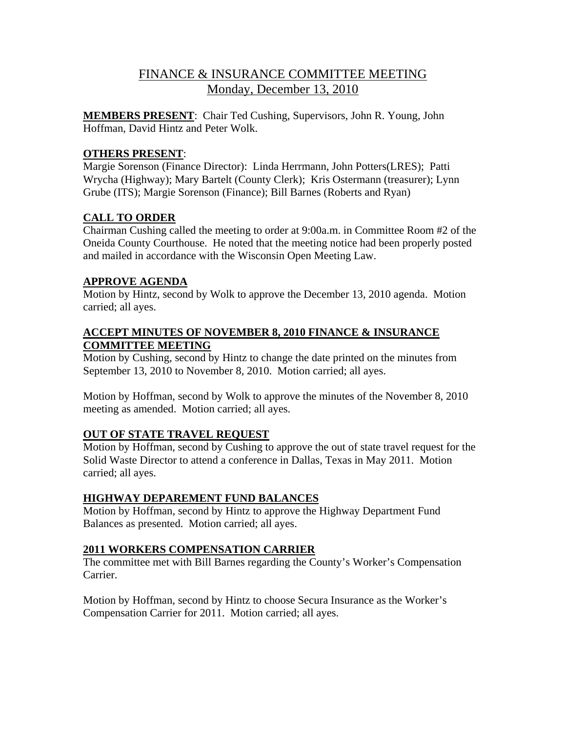# FINANCE & INSURANCE COMMITTEE MEETING
## Monday, December 13, 2010

**MEMBERS PRESENT**: Chair Ted Cushing, Supervisors, John R. Young, John Hoffman, David Hintz and Peter Wolk.

**OTHERS PRESENT**:
Margie Sorenson (Finance Director): Linda Herrmann, John Potters(LRES); Patti Wrycha (Highway); Mary Bartelt (County Clerk); Kris Ostermann (treasurer); Lynn Grube (ITS); Margie Sorenson (Finance); Bill Barnes (Roberts and Ryan)

**CALL TO ORDER**
Chairman Cushing called the meeting to order at 9:00a.m. in Committee Room #2 of the Oneida County Courthouse. He noted that the meeting notice had been properly posted and mailed in accordance with the Wisconsin Open Meeting Law.

**APPROVE AGENDA**
Motion by Hintz, second by Wolk to approve the December 13, 2010 agenda. Motion carried; all ayes.

**ACCEPT MINUTES OF NOVEMBER 8, 2010 FINANCE & INSURANCE COMMITTEE MEETING**
Motion by Cushing, second by Hintz to change the date printed on the minutes from September 13, 2010 to November 8, 2010. Motion carried; all ayes.

Motion by Hoffman, second by Wolk to approve the minutes of the November 8, 2010 meeting as amended. Motion carried; all ayes.

**OUT OF STATE TRAVEL REQUEST**
Motion by Hoffman, second by Cushing to approve the out of state travel request for the Solid Waste Director to attend a conference in Dallas, Texas in May 2011. Motion carried; all ayes.

**HIGHWAY DEPAREMENT FUND BALANCES**
Motion by Hoffman, second by Hintz to approve the Highway Department Fund Balances as presented. Motion carried; all ayes.

**2011 WORKERS COMPENSATION CARRIER**
The committee met with Bill Barnes regarding the County's Worker's Compensation Carrier.

Motion by Hoffman, second by Hintz to choose Secura Insurance as the Worker's Compensation Carrier for 2011. Motion carried; all ayes.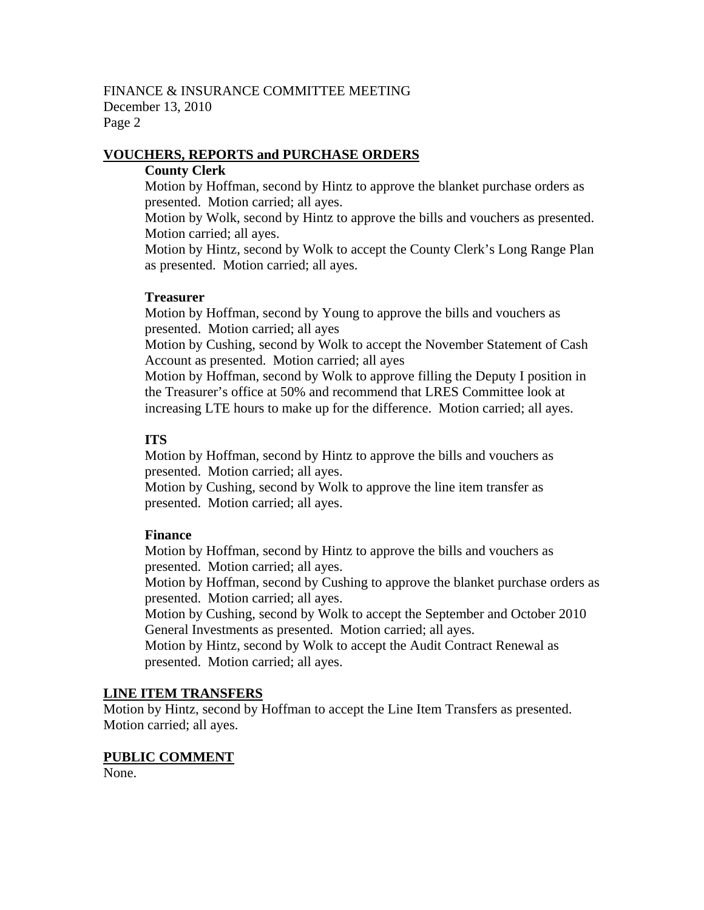## VOUCHERS, REPORTS and PURCHASE ORDERS

**County Clerk**

Motion by Hoffman, second by Hintz to approve the blanket purchase orders as presented. Motion carried; all ayes.

Motion by Wolk, second by Hintz to approve the bills and vouchers as presented. Motion carried; all ayes.

Motion by Hintz, second by Wolk to accept the County Clerk's Long Range Plan as presented. Motion carried; all ayes.

**Treasurer**

Motion by Hoffman, second by Young to approve the bills and vouchers as presented. Motion carried; all ayes

Motion by Cushing, second by Wolk to accept the November Statement of Cash Account as presented. Motion carried; all ayes

Motion by Hoffman, second by Wolk to approve filling the Deputy I position in the Treasurer's office at 50% and recommend that LRES Committee look at increasing LTE hours to make up for the difference. Motion carried; all ayes.

**ITS**

Motion by Hoffman, second by Hintz to approve the bills and vouchers as presented. Motion carried; all ayes.

Motion by Cushing, second by Wolk to approve the line item transfer as presented. Motion carried; all ayes.

**Finance**

Motion by Hoffman, second by Hintz to approve the bills and vouchers as presented. Motion carried; all ayes.

Motion by Hoffman, second by Cushing to approve the blanket purchase orders as presented. Motion carried; all ayes.

Motion by Cushing, second by Wolk to accept the September and October 2010 General Investments as presented. Motion carried; all ayes.

Motion by Hintz, second by Wolk to accept the Audit Contract Renewal as presented. Motion carried; all ayes.

## LINE ITEM TRANSFERS

Motion by Hintz, second by Hoffman to accept the Line Item Transfers as presented. Motion carried; all ayes.

## PUBLIC COMMENT

None.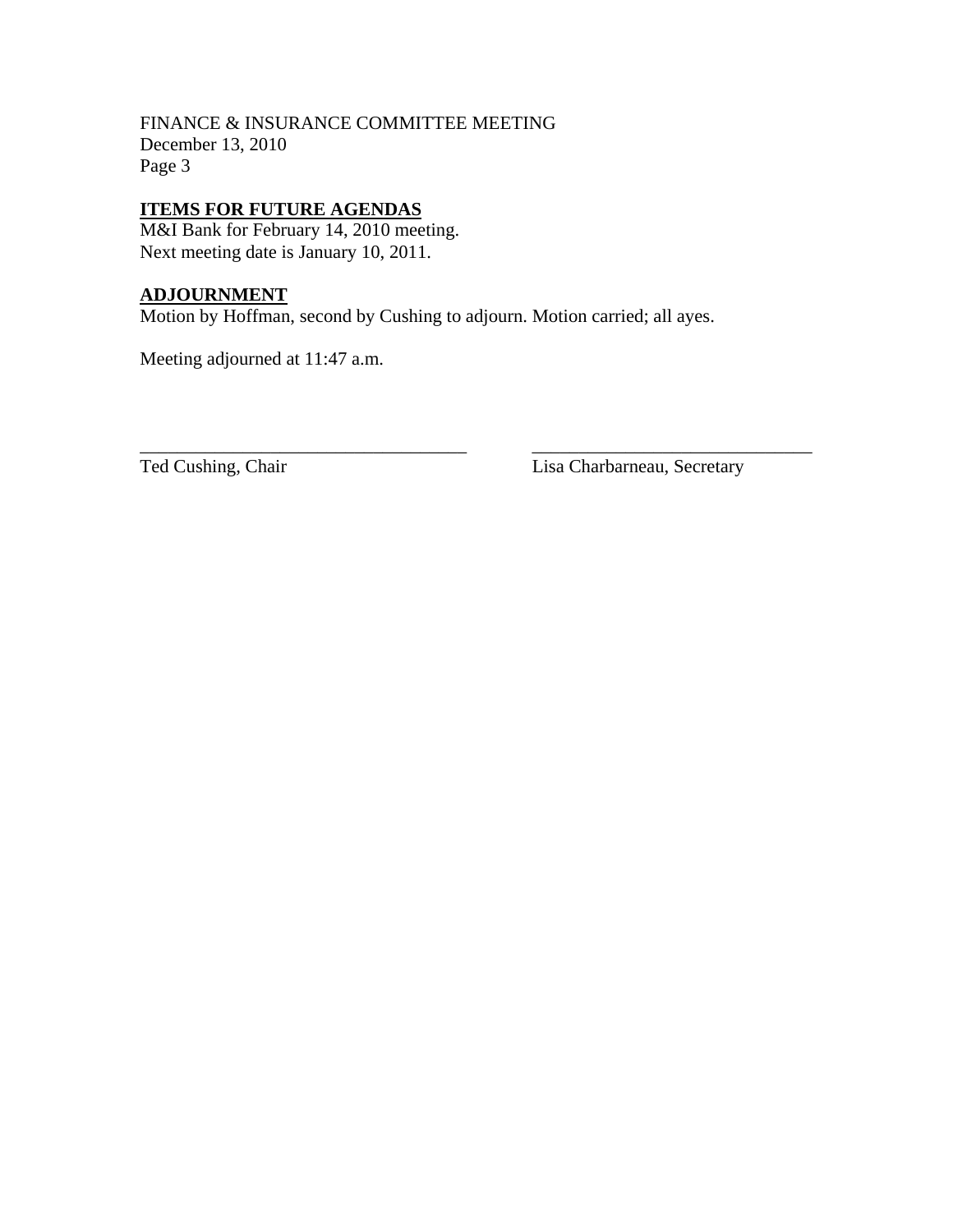FINANCE & INSURANCE COMMITTEE MEETING
December 13, 2010

## ITEMS FOR FUTURE AGENDAS

M&I Bank for February 14, 2010 meeting.
Next meeting date is January 10, 2011.

## ADJOURNMENT

Motion by Hoffman, second by Cushing to adjourn. Motion carried; all ayes.

Meeting adjourned at 11:47 a.m.

\_\_\_\_\_\_\_\_\_\_\_\_\_\_\_\_\_\_\_\_\_\_\_\_\_\_\_\_\_\_\_\_\_\_\_\_
Ted Cushing, Chair

\_\_\_\_\_\_\_\_\_\_\_\_\_\_\_\_\_\_\_\_\_\_\_\_\_\_\_\_\_\_\_\_
Lisa Charbarneau, Secretary